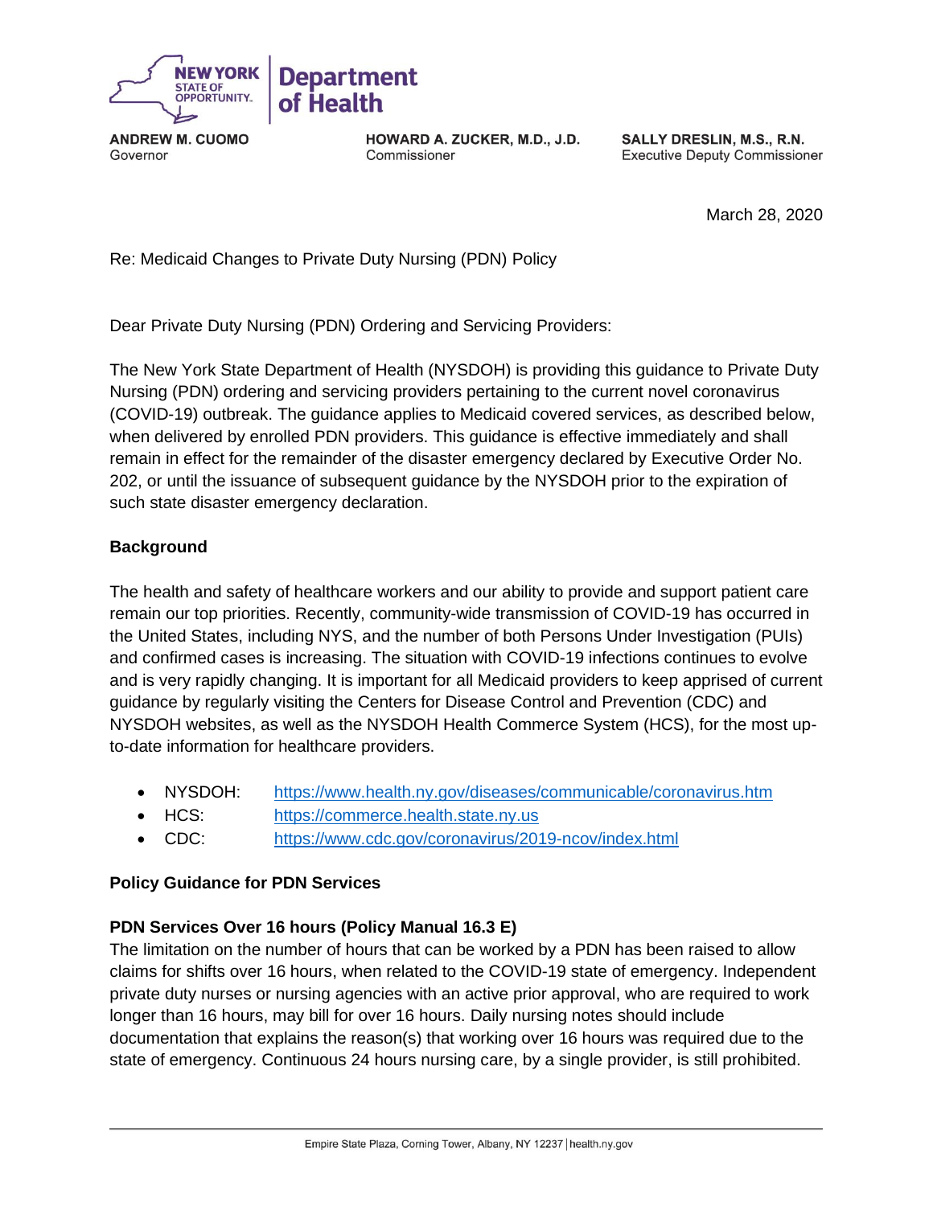NEW YORK STATE OF OPPORTUNITY. | Department of Health

**ANDREW M. CUOMO**
Governor

**HOWARD A. ZUCKER, M.D., J.D.**
Commissioner

**SALLY DRESLIN, M.S., R.N.**
Executive Deputy Commissioner

March 28, 2020

Re: Medicaid Changes to Private Duty Nursing (PDN) Policy

Dear Private Duty Nursing (PDN) Ordering and Servicing Providers:

The New York State Department of Health (NYSDOH) is providing this guidance to Private Duty Nursing (PDN) ordering and servicing providers pertaining to the current novel coronavirus (COVID-19) outbreak. The guidance applies to Medicaid covered services, as described below, when delivered by enrolled PDN providers. This guidance is effective immediately and shall remain in effect for the remainder of the disaster emergency declared by Executive Order No. 202, or until the issuance of subsequent guidance by the NYSDOH prior to the expiration of such state disaster emergency declaration.

**Background**

The health and safety of healthcare workers and our ability to provide and support patient care remain our top priorities. Recently, community-wide transmission of COVID-19 has occurred in the United States, including NYS, and the number of both Persons Under Investigation (PUIs) and confirmed cases is increasing. The situation with COVID-19 infections continues to evolve and is very rapidly changing. It is important for all Medicaid providers to keep apprised of current guidance by regularly visiting the Centers for Disease Control and Prevention (CDC) and NYSDOH websites, as well as the NYSDOH Health Commerce System (HCS), for the most up-to-date information for healthcare providers.

- NYSDOH: https://www.health.ny.gov/diseases/communicable/coronavirus.htm
- HCS: https://commerce.health.state.ny.us
- CDC: https://www.cdc.gov/coronavirus/2019-ncov/index.html

**Policy Guidance for PDN Services**

**PDN Services Over 16 hours (Policy Manual 16.3 E)**

The limitation on the number of hours that can be worked by a PDN has been raised to allow claims for shifts over 16 hours, when related to the COVID-19 state of emergency. Independent private duty nurses or nursing agencies with an active prior approval, who are required to work longer than 16 hours, may bill for over 16 hours. Daily nursing notes should include documentation that explains the reason(s) that working over 16 hours was required due to the state of emergency. Continuous 24 hours nursing care, by a single provider, is still prohibited.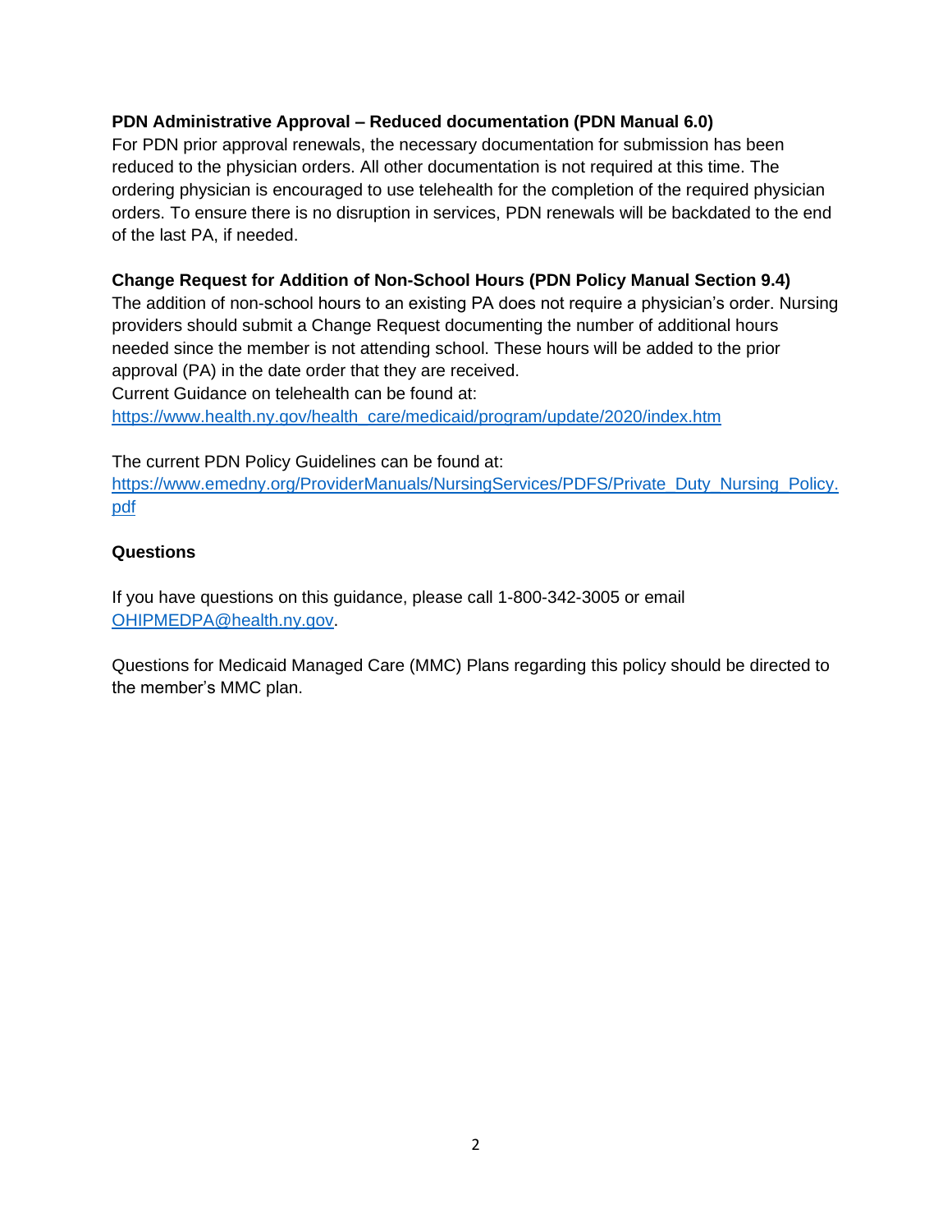**PDN Administrative Approval – Reduced documentation (PDN Manual 6.0)**

For PDN prior approval renewals, the necessary documentation for submission has been reduced to the physician orders. All other documentation is not required at this time. The ordering physician is encouraged to use telehealth for the completion of the required physician orders. To ensure there is no disruption in services, PDN renewals will be backdated to the end of the last PA, if needed.

**Change Request for Addition of Non-School Hours (PDN Policy Manual Section 9.4)**

The addition of non-school hours to an existing PA does not require a physician's order. Nursing providers should submit a Change Request documenting the number of additional hours needed since the member is not attending school. These hours will be added to the prior approval (PA) in the date order that they are received.

Current Guidance on telehealth can be found at:
https://www.health.ny.gov/health_care/medicaid/program/update/2020/index.htm

The current PDN Policy Guidelines can be found at:
https://www.emedny.org/ProviderManuals/NursingServices/PDFS/Private_Duty_Nursing_Policy.pdf

**Questions**

If you have questions on this guidance, please call 1-800-342-3005 or email OHIPMEDPA@health.ny.gov.

Questions for Medicaid Managed Care (MMC) Plans regarding this policy should be directed to the member's MMC plan.